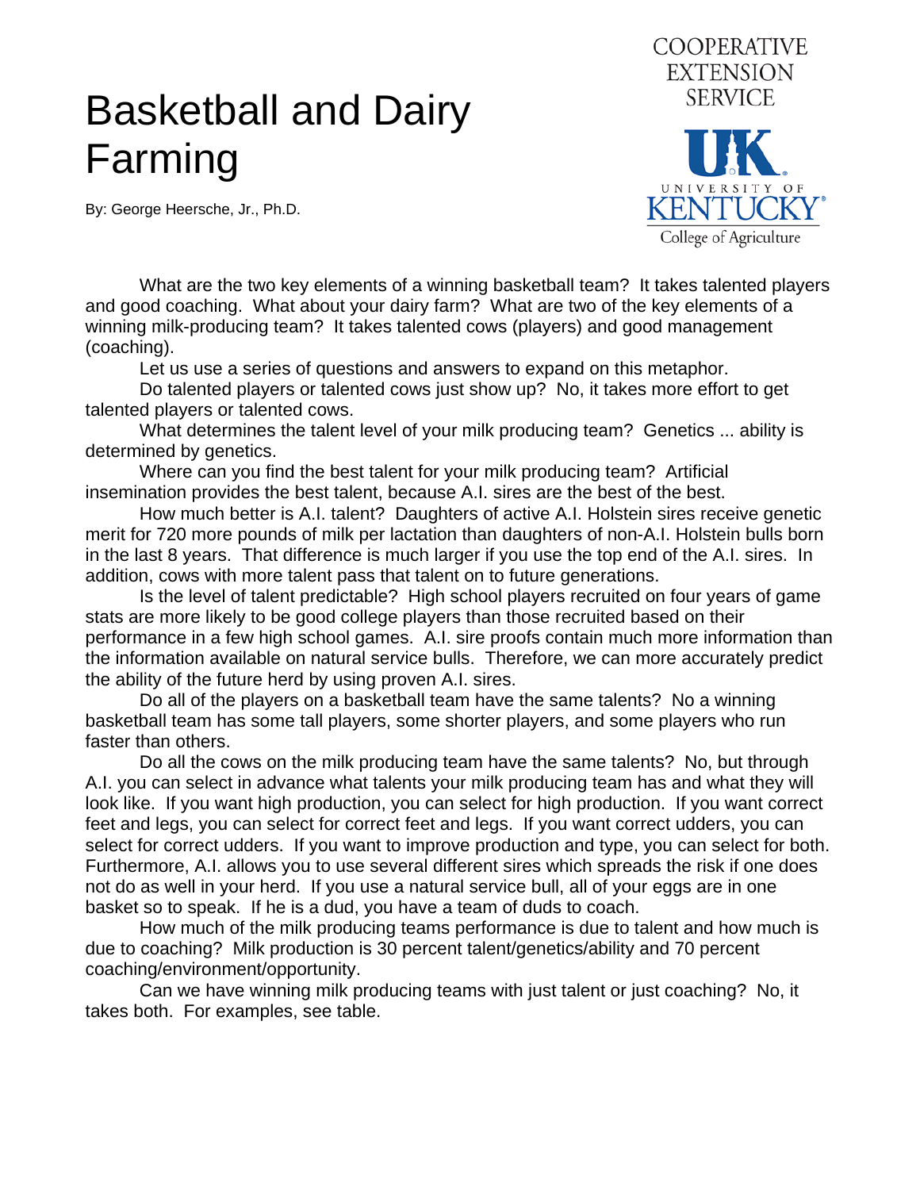Cooperative Extension Service
University of Kentucky
College of Agriculture

# Basketball and Dairy Farming

By: George Heersche, Jr., Ph.D.

What are the two key elements of a winning basketball team? It takes talented players and good coaching. What about your dairy farm? What are two of the key elements of a winning milk-producing team? It takes talented cows (players) and good management (coaching).

Let us use a series of questions and answers to expand on this metaphor.

Do talented players or talented cows just show up? No, it takes more effort to get talented players or talented cows.

What determines the talent level of your milk producing team? Genetics ... ability is determined by genetics.

Where can you find the best talent for your milk producing team? Artificial insemination provides the best talent, because A.I. sires are the best of the best.

How much better is A.I. talent? Daughters of active A.I. Holstein sires receive genetic merit for 720 more pounds of milk per lactation than daughters of non-A.I. Holstein bulls born in the last 8 years. That difference is much larger if you use the top end of the A.I. sires. In addition, cows with more talent pass that talent on to future generations.

Is the level of talent predictable? High school players recruited on four years of game stats are more likely to be good college players than those recruited based on their performance in a few high school games. A.I. sire proofs contain much more information than the information available on natural service bulls. Therefore, we can more accurately predict the ability of the future herd by using proven A.I. sires.

Do all of the players on a basketball team have the same talents? No a winning basketball team has some tall players, some shorter players, and some players who run faster than others.

Do all the cows on the milk producing team have the same talents? No, but through A.I. you can select in advance what talents your milk producing team has and what they will look like. If you want high production, you can select for high production. If you want correct feet and legs, you can select for correct feet and legs. If you want correct udders, you can select for correct udders. If you want to improve production and type, you can select for both. Furthermore, A.I. allows you to use several different sires which spreads the risk if one does not do as well in your herd. If you use a natural service bull, all of your eggs are in one basket so to speak. If he is a dud, you have a team of duds to coach.

How much of the milk producing teams performance is due to talent and how much is due to coaching? Milk production is 30 percent talent/genetics/ability and 70 percent coaching/environment/opportunity.

Can we have winning milk producing teams with just talent or just coaching? No, it takes both. For examples, see table.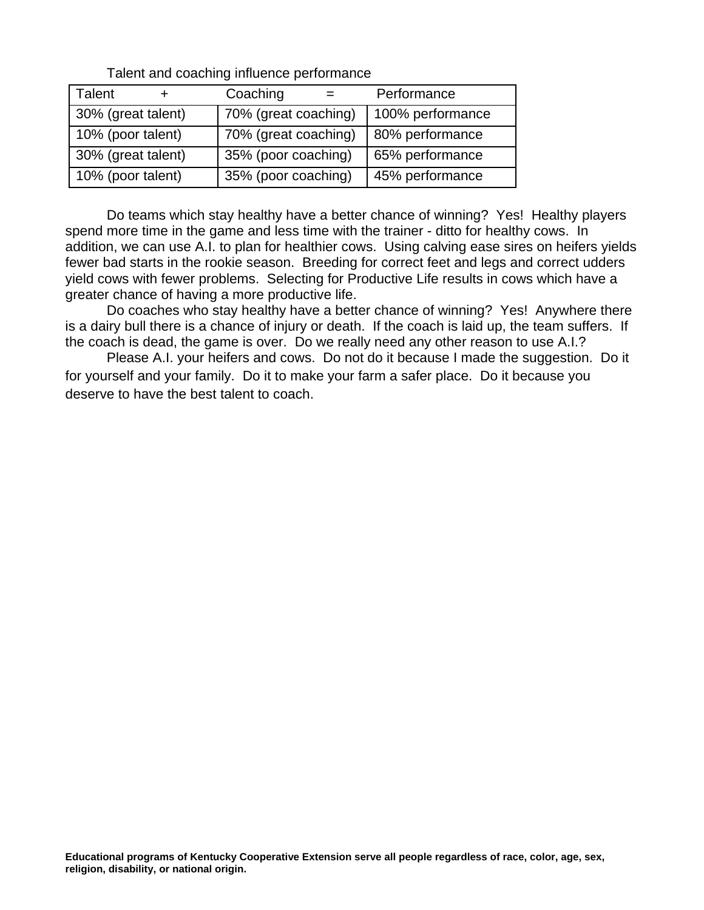Talent and coaching influence performance

| Talent + | Coaching = | Performance |
|---|---|---|
| 30% (great talent) | 70% (great coaching) | 100% performance |
| 10% (poor talent) | 70% (great coaching) | 80% performance |
| 30% (great talent) | 35% (poor coaching) | 65% performance |
| 10% (poor talent) | 35% (poor coaching) | 45% performance |

Do teams which stay healthy have a better chance of winning? Yes! Healthy players spend more time in the game and less time with the trainer - ditto for healthy cows. In addition, we can use A.I. to plan for healthier cows. Using calving ease sires on heifers yields fewer bad starts in the rookie season. Breeding for correct feet and legs and correct udders yield cows with fewer problems. Selecting for Productive Life results in cows which have a greater chance of having a more productive life.

Do coaches who stay healthy have a better chance of winning? Yes! Anywhere there is a dairy bull there is a chance of injury or death. If the coach is laid up, the team suffers. If the coach is dead, the game is over. Do we really need any other reason to use A.I.?

Please A.I. your heifers and cows. Do not do it because I made the suggestion. Do it for yourself and your family. Do it to make your farm a safer place. Do it because you deserve to have the best talent to coach.

**Educational programs of Kentucky Cooperative Extension serve all people regardless of race, color, age, sex, religion, disability, or national origin.**